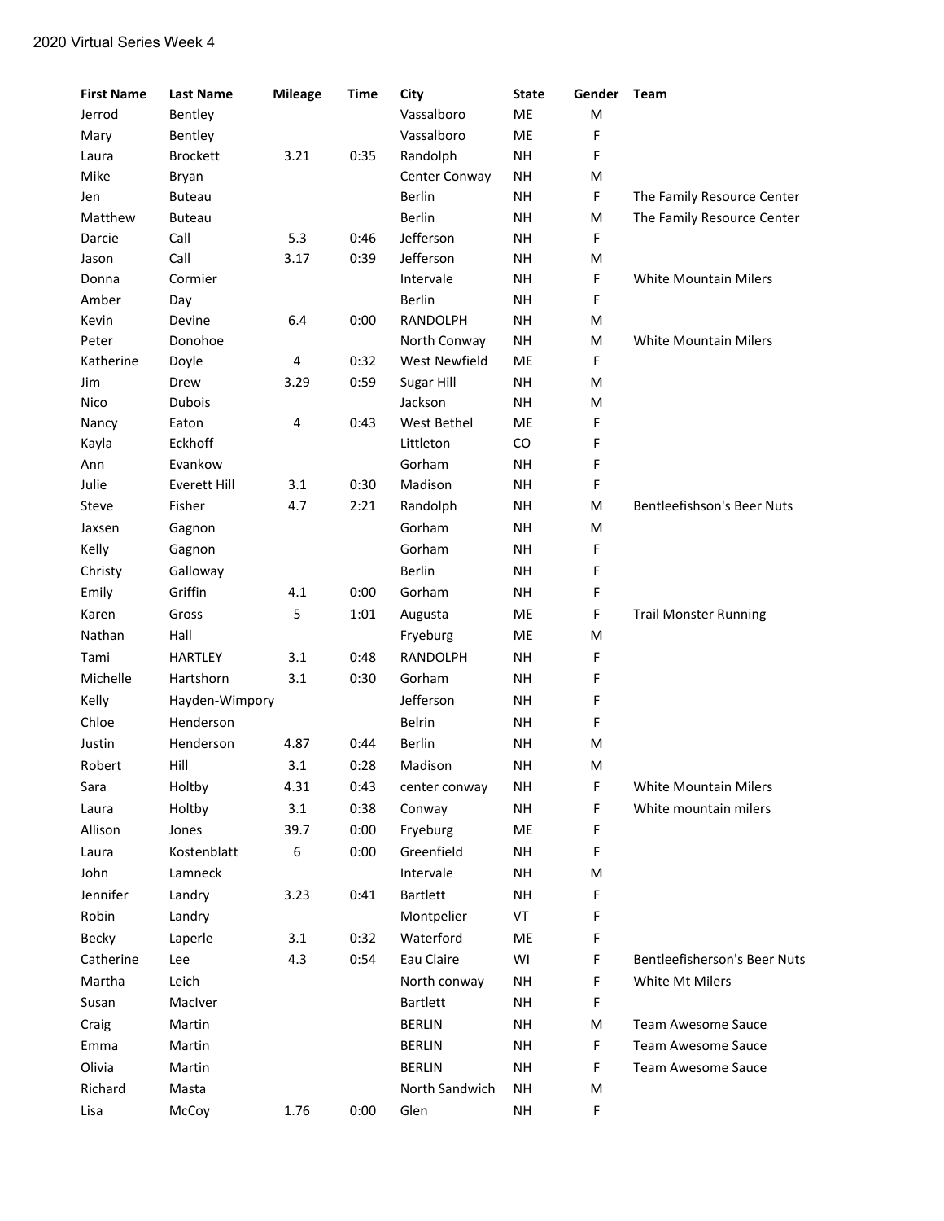2020 Virtual Series Week 4

| First Name | Last Name | Mileage | Time | City | State | Gender | Team |
|---|---|---|---|---|---|---|---|
| Jerrod | Bentley | | | Vassalboro | ME | M | |
| Mary | Bentley | | | Vassalboro | ME | F | |
| Laura | Brockett | 3.21 | 0:35 | Randolph | NH | F | |
| Mike | Bryan | | | Center Conway | NH | M | |
| Jen | Buteau | | | Berlin | NH | F | The Family Resource Center |
| Matthew | Buteau | | | Berlin | NH | M | The Family Resource Center |
| Darcie | Call | 5.3 | 0:46 | Jefferson | NH | F | |
| Jason | Call | 3.17 | 0:39 | Jefferson | NH | M | |
| Donna | Cormier | | | Intervale | NH | F | White Mountain Milers |
| Amber | Day | | | Berlin | NH | F | |
| Kevin | Devine | 6.4 | 0:00 | RANDOLPH | NH | M | |
| Peter | Donohoe | | | North Conway | NH | M | White Mountain Milers |
| Katherine | Doyle | 4 | 0:32 | West Newfield | ME | F | |
| Jim | Drew | 3.29 | 0:59 | Sugar Hill | NH | M | |
| Nico | Dubois | | | Jackson | NH | M | |
| Nancy | Eaton | 4 | 0:43 | West Bethel | ME | F | |
| Kayla | Eckhoff | | | Littleton | CO | F | |
| Ann | Evankow | | | Gorham | NH | F | |
| Julie | Everett Hill | 3.1 | 0:30 | Madison | NH | F | |
| Steve | Fisher | 4.7 | 2:21 | Randolph | NH | M | Bentleefishson's Beer Nuts |
| Jaxsen | Gagnon | | | Gorham | NH | M | |
| Kelly | Gagnon | | | Gorham | NH | F | |
| Christy | Galloway | | | Berlin | NH | F | |
| Emily | Griffin | 4.1 | 0:00 | Gorham | NH | F | |
| Karen | Gross | 5 | 1:01 | Augusta | ME | F | Trail Monster Running |
| Nathan | Hall | | | Fryeburg | ME | M | |
| Tami | HARTLEY | 3.1 | 0:48 | RANDOLPH | NH | F | |
| Michelle | Hartshorn | 3.1 | 0:30 | Gorham | NH | F | |
| Kelly | Hayden-Wimpory | | | Jefferson | NH | F | |
| Chloe | Henderson | | | Belrin | NH | F | |
| Justin | Henderson | 4.87 | 0:44 | Berlin | NH | M | |
| Robert | Hill | 3.1 | 0:28 | Madison | NH | M | |
| Sara | Holtby | 4.31 | 0:43 | center conway | NH | F | White Mountain Milers |
| Laura | Holtby | 3.1 | 0:38 | Conway | NH | F | White mountain milers |
| Allison | Jones | 39.7 | 0:00 | Fryeburg | ME | F | |
| Laura | Kostenblatt | 6 | 0:00 | Greenfield | NH | F | |
| John | Lamneck | | | Intervale | NH | M | |
| Jennifer | Landry | 3.23 | 0:41 | Bartlett | NH | F | |
| Robin | Landry | | | Montpelier | VT | F | |
| Becky | Laperle | 3.1 | 0:32 | Waterford | ME | F | |
| Catherine | Lee | 4.3 | 0:54 | Eau Claire | WI | F | Bentleefisherson's Beer Nuts |
| Martha | Leich | | | North conway | NH | F | White Mt Milers |
| Susan | MacIver | | | Bartlett | NH | F | |
| Craig | Martin | | | BERLIN | NH | M | Team Awesome Sauce |
| Emma | Martin | | | BERLIN | NH | F | Team Awesome Sauce |
| Olivia | Martin | | | BERLIN | NH | F | Team Awesome Sauce |
| Richard | Masta | | | North Sandwich | NH | M | |
| Lisa | McCoy | 1.76 | 0:00 | Glen | NH | F | |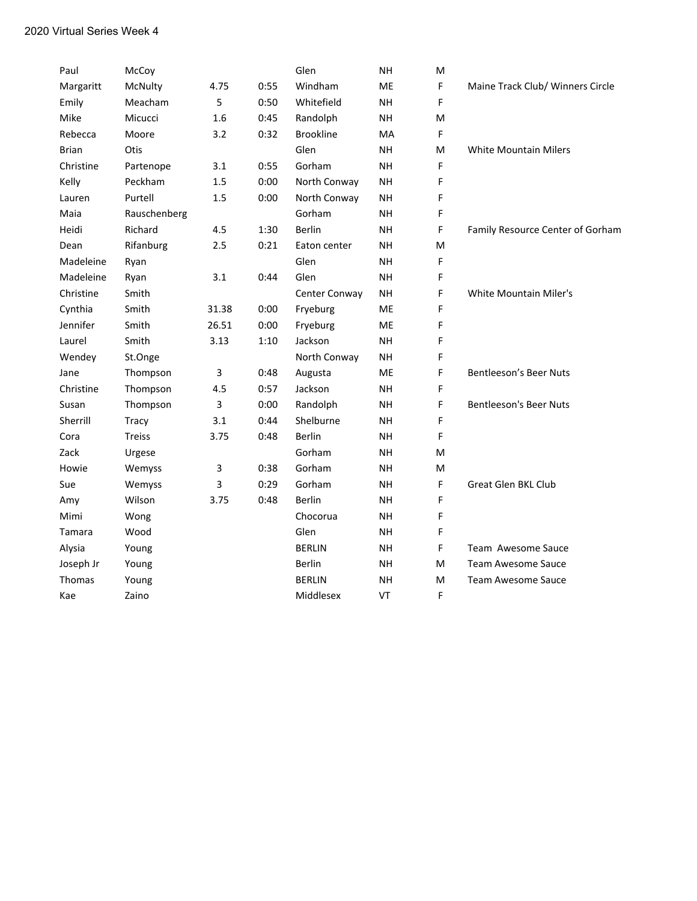| | | | | | | | |
|---|---|---|---|---|---|---|---|
| Paul | McCoy | | | Glen | NH | M | |
| Margaritt | McNulty | 4.75 | 0:55 | Windham | ME | F | Maine Track Club/ Winners Circle |
| Emily | Meacham | 5 | 0:50 | Whitefield | NH | F | |
| Mike | Micucci | 1.6 | 0:45 | Randolph | NH | M | |
| Rebecca | Moore | 3.2 | 0:32 | Brookline | MA | F | |
| Brian | Otis | | | Glen | NH | M | White Mountain Milers |
| Christine | Partenope | 3.1 | 0:55 | Gorham | NH | F | |
| Kelly | Peckham | 1.5 | 0:00 | North Conway | NH | F | |
| Lauren | Purtell | 1.5 | 0:00 | North Conway | NH | F | |
| Maia | Rauschenberg | | | Gorham | NH | F | |
| Heidi | Richard | 4.5 | 1:30 | Berlin | NH | F | Family Resource Center of Gorham |
| Dean | Rifanburg | 2.5 | 0:21 | Eaton center | NH | M | |
| Madeleine | Ryan | | | Glen | NH | F | |
| Madeleine | Ryan | 3.1 | 0:44 | Glen | NH | F | |
| Christine | Smith | | | Center Conway | NH | F | White Mountain Miler's |
| Cynthia | Smith | 31.38 | 0:00 | Fryeburg | ME | F | |
| Jennifer | Smith | 26.51 | 0:00 | Fryeburg | ME | F | |
| Laurel | Smith | 3.13 | 1:10 | Jackson | NH | F | |
| Wendey | St.Onge | | | North Conway | NH | F | |
| Jane | Thompson | 3 | 0:48 | Augusta | ME | F | Bentleeson’s Beer Nuts |
| Christine | Thompson | 4.5 | 0:57 | Jackson | NH | F | |
| Susan | Thompson | 3 | 0:00 | Randolph | NH | F | Bentleeson's Beer Nuts |
| Sherrill | Tracy | 3.1 | 0:44 | Shelburne | NH | F | |
| Cora | Treiss | 3.75 | 0:48 | Berlin | NH | F | |
| Zack | Urgese | | | Gorham | NH | M | |
| Howie | Wemyss | 3 | 0:38 | Gorham | NH | M | |
| Sue | Wemyss | 3 | 0:29 | Gorham | NH | F | Great Glen BKL Club |
| Amy | Wilson | 3.75 | 0:48 | Berlin | NH | F | |
| Mimi | Wong | | | Chocorua | NH | F | |
| Tamara | Wood | | | Glen | NH | F | |
| Alysia | Young | | | BERLIN | NH | F | Team Awesome Sauce |
| Joseph Jr | Young | | | Berlin | NH | M | Team Awesome Sauce |
| Thomas | Young | | | BERLIN | NH | M | Team Awesome Sauce |
| Kae | Zaino | | | Middlesex | VT | F | |